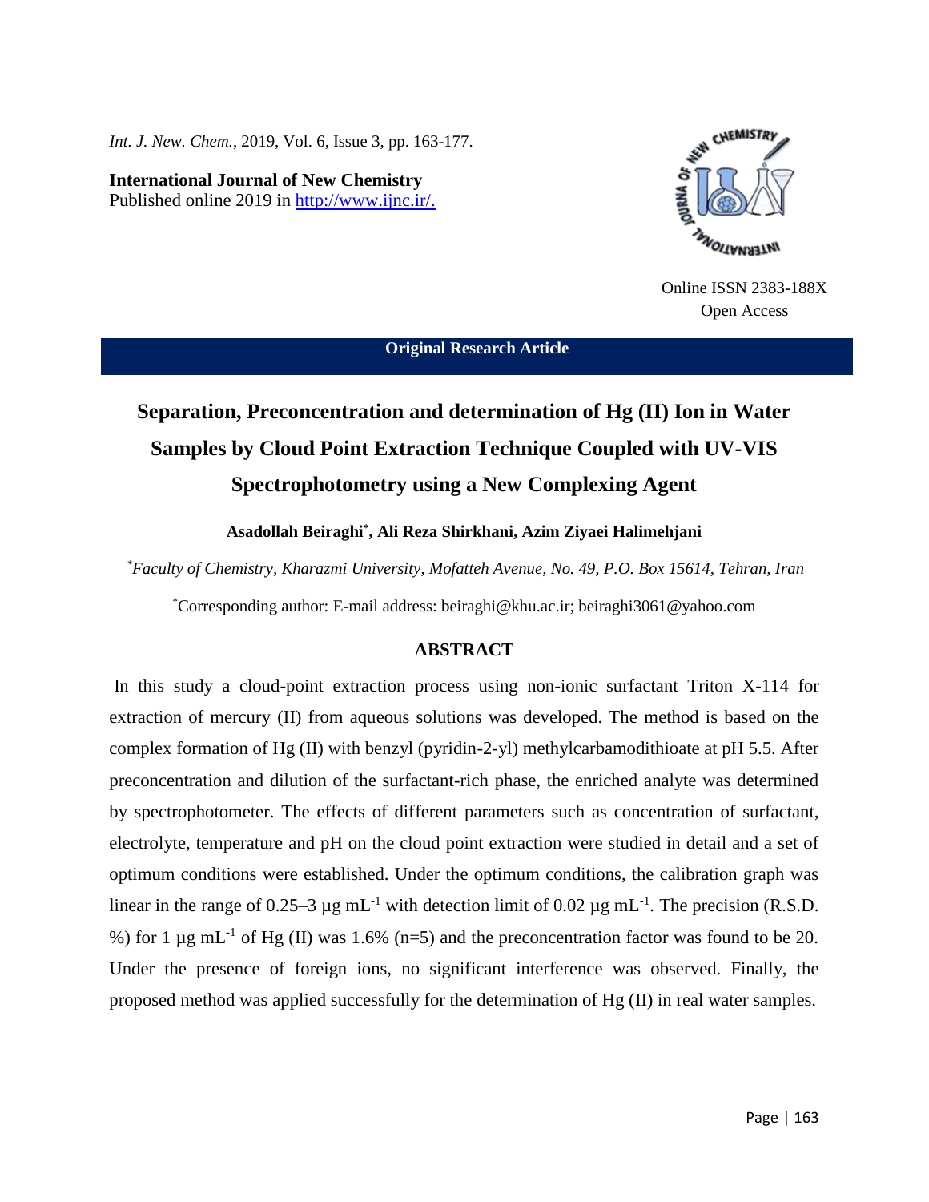*Int. J. New. Chem.*, 2019, Vol. 6, Issue 3, pp. 163-177.

**International Journal of New Chemistry**
Published online 2019 in http://www.ijnc.ir/.

Online ISSN 2383-188X
Open Access

**Original Research Article**

# Separation, Preconcentration and determination of Hg (II) Ion in Water Samples by Cloud Point Extraction Technique Coupled with UV-VIS Spectrophotometry using a New Complexing Agent

**Asadollah Beiraghi[\*], Ali Reza Shirkhani, Azim Ziyaei Halimehjani**

[\*]*Faculty of Chemistry, Kharazmi University, Mofatteh Avenue, No. 49, P.O. Box 15614, Tehran, Iran*

[\*]Corresponding author: E-mail address: beiraghi@khu.ac.ir; beiraghi3061@yahoo.com

## ABSTRACT

In this study a cloud-point extraction process using non-ionic surfactant Triton X-114 for extraction of mercury (II) from aqueous solutions was developed. The method is based on the complex formation of Hg (II) with benzyl (pyridin-2-yl) methylcarbamodithioate at pH 5.5. After preconcentration and dilution of the surfactant-rich phase, the enriched analyte was determined by spectrophotometer. The effects of different parameters such as concentration of surfactant, electrolyte, temperature and pH on the cloud point extraction were studied in detail and a set of optimum conditions were established. Under the optimum conditions, the calibration graph was linear in the range of 0.25–3 µg $mL^{-1}$ with detection limit of 0.02 µg $mL^{-1}$. The precision (R.S.D. %) for 1 µg $mL^{-1}$ of Hg (II) was 1.6% (n=5) and the preconcentration factor was found to be 20. Under the presence of foreign ions, no significant interference was observed. Finally, the proposed method was applied successfully for the determination of Hg (II) in real water samples.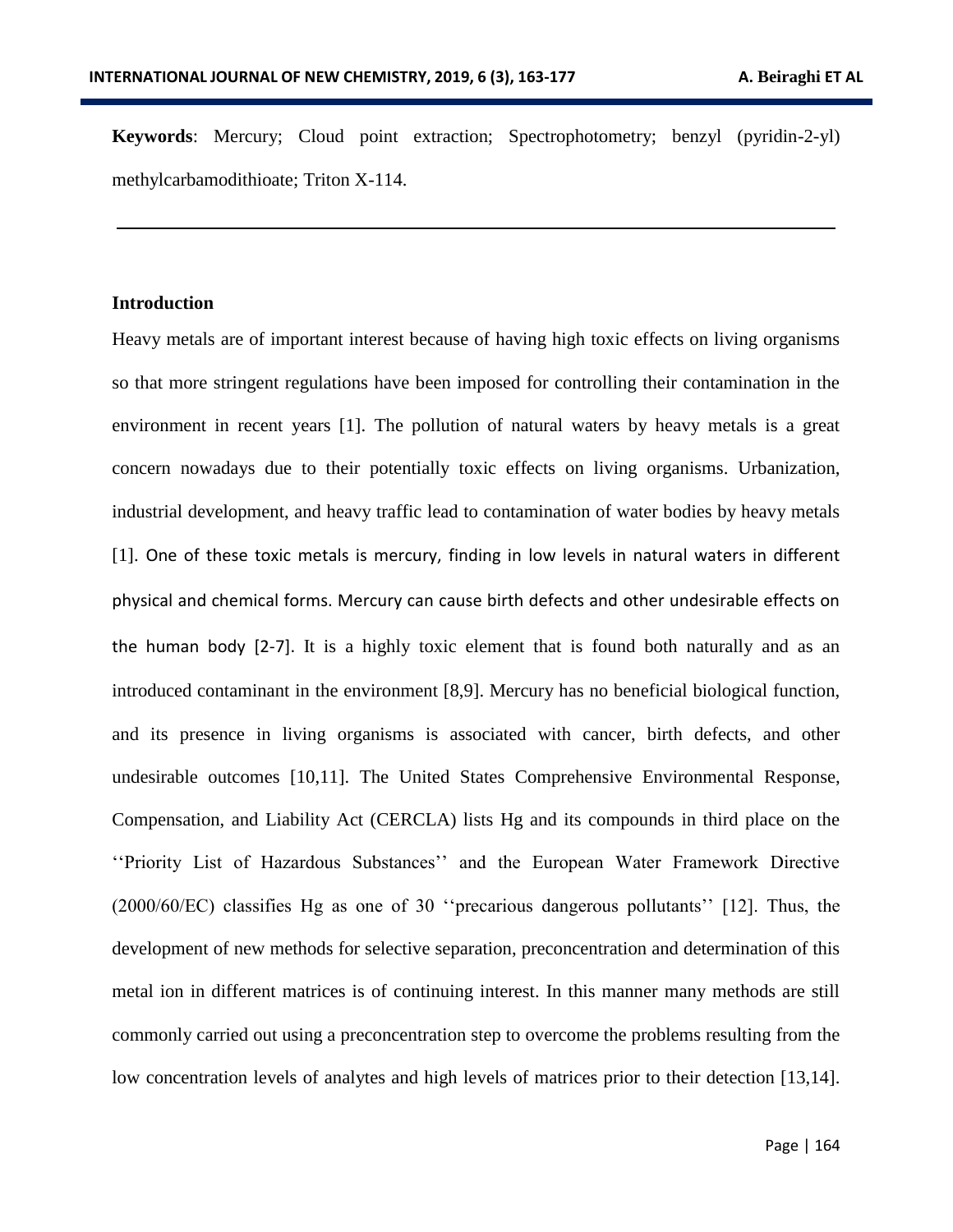**Keywords**: Mercury; Cloud point extraction; Spectrophotometry; benzyl (pyridin-2-yl) methylcarbamodithioate; Triton X-114.

## Introduction

Heavy metals are of important interest because of having high toxic effects on living organisms so that more stringent regulations have been imposed for controlling their contamination in the environment in recent years [1]. The pollution of natural waters by heavy metals is a great concern nowadays due to their potentially toxic effects on living organisms. Urbanization, industrial development, and heavy traffic lead to contamination of water bodies by heavy metals [1]. One of these toxic metals is mercury, finding in low levels in natural waters in different physical and chemical forms. Mercury can cause birth defects and other undesirable effects on the human body [2-7]. It is a highly toxic element that is found both naturally and as an introduced contaminant in the environment [8,9]. Mercury has no beneficial biological function, and its presence in living organisms is associated with cancer, birth defects, and other undesirable outcomes [10,11]. The United States Comprehensive Environmental Response, Compensation, and Liability Act (CERCLA) lists Hg and its compounds in third place on the ''Priority List of Hazardous Substances'' and the European Water Framework Directive (2000/60/EC) classifies Hg as one of 30 ''precarious dangerous pollutants'' [12]. Thus, the development of new methods for selective separation, preconcentration and determination of this metal ion in different matrices is of continuing interest. In this manner many methods are still commonly carried out using a preconcentration step to overcome the problems resulting from the low concentration levels of analytes and high levels of matrices prior to their detection [13,14].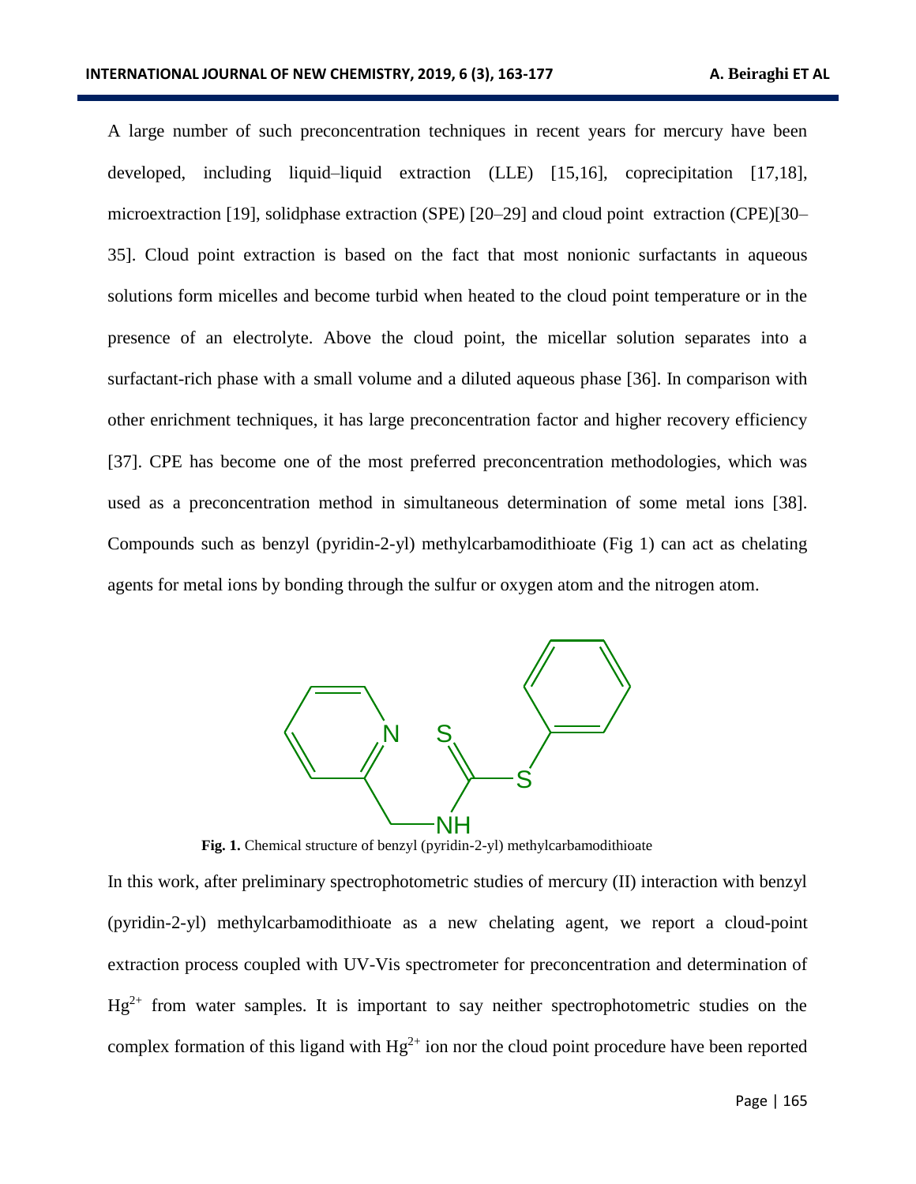A large number of such preconcentration techniques in recent years for mercury have been developed, including liquid–liquid extraction (LLE) [15,16], coprecipitation [17,18], microextraction [19], solidphase extraction (SPE) [20–29] and cloud point extraction (CPE)[30–35]. Cloud point extraction is based on the fact that most nonionic surfactants in aqueous solutions form micelles and become turbid when heated to the cloud point temperature or in the presence of an electrolyte. Above the cloud point, the micellar solution separates into a surfactant-rich phase with a small volume and a diluted aqueous phase [36]. In comparison with other enrichment techniques, it has large preconcentration factor and higher recovery efficiency [37]. CPE has become one of the most preferred preconcentration methodologies, which was used as a preconcentration method in simultaneous determination of some metal ions [38]. Compounds such as benzyl (pyridin-2-yl) methylcarbamodithioate (Fig 1) can act as chelating agents for metal ions by bonding through the sulfur or oxygen atom and the nitrogen atom.

**Fig. 1.** Chemical structure of benzyl (pyridin-2-yl) methylcarbamodithioate

In this work, after preliminary spectrophotometric studies of mercury (II) interaction with benzyl (pyridin-2-yl) methylcarbamodithioate as a new chelating agent, we report a cloud-point extraction process coupled with UV-Vis spectrometer for preconcentration and determination of $Hg^{2+}$ from water samples. It is important to say neither spectrophotometric studies on the complex formation of this ligand with $Hg^{2+}$ ion nor the cloud point procedure have been reported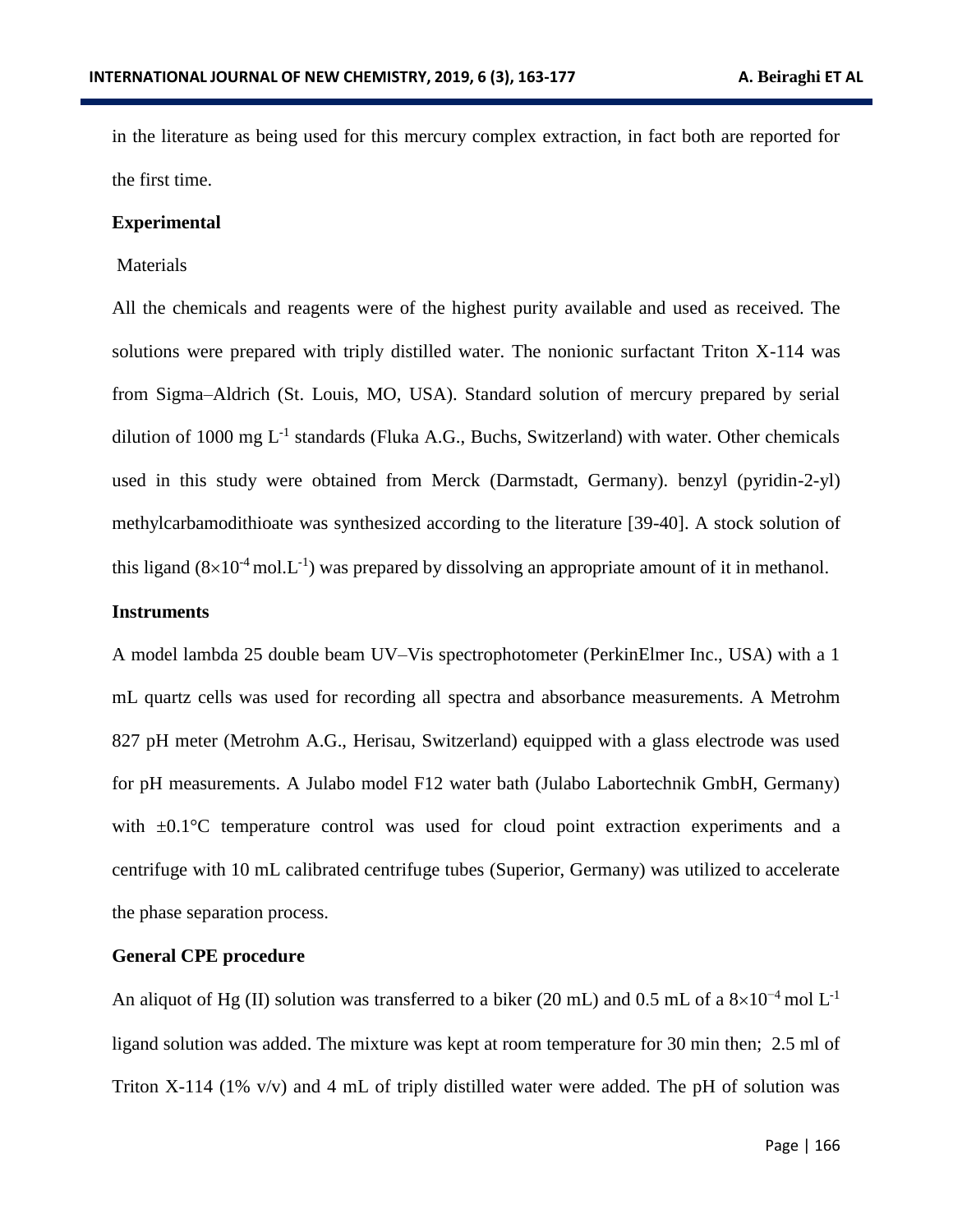in the literature as being used for this mercury complex extraction, in fact both are reported for the first time.

## Experimental

### Materials

All the chemicals and reagents were of the highest purity available and used as received. The solutions were prepared with triply distilled water. The nonionic surfactant Triton X-114 was from Sigma–Aldrich (St. Louis, MO, USA). Standard solution of mercury prepared by serial dilution of 1000 mg $L^{-1}$ standards (Fluka A.G., Buchs, Switzerland) with water. Other chemicals used in this study were obtained from Merck (Darmstadt, Germany). benzyl (pyridin-2-yl) methylcarbamodithioate was synthesized according to the literature [39-40]. A stock solution of this ligand ($8\times10^{-4}$ mol.$L^{-1}$) was prepared by dissolving an appropriate amount of it in methanol.

## Instruments

A model lambda 25 double beam UV–Vis spectrophotometer (PerkinElmer Inc., USA) with a 1 mL quartz cells was used for recording all spectra and absorbance measurements. A Metrohm 827 pH meter (Metrohm A.G., Herisau, Switzerland) equipped with a glass electrode was used for pH measurements. A Julabo model F12 water bath (Julabo Labortechnik GmbH, Germany) with ±0.1°C temperature control was used for cloud point extraction experiments and a centrifuge with 10 mL calibrated centrifuge tubes (Superior, Germany) was utilized to accelerate the phase separation process.

## General CPE procedure

An aliquot of Hg (II) solution was transferred to a biker (20 mL) and 0.5 mL of a $8\times10^{-4}$ mol $L^{-1}$ ligand solution was added. The mixture was kept at room temperature for 30 min then; 2.5 ml of Triton X-114 (1% v/v) and 4 mL of triply distilled water were added. The pH of solution was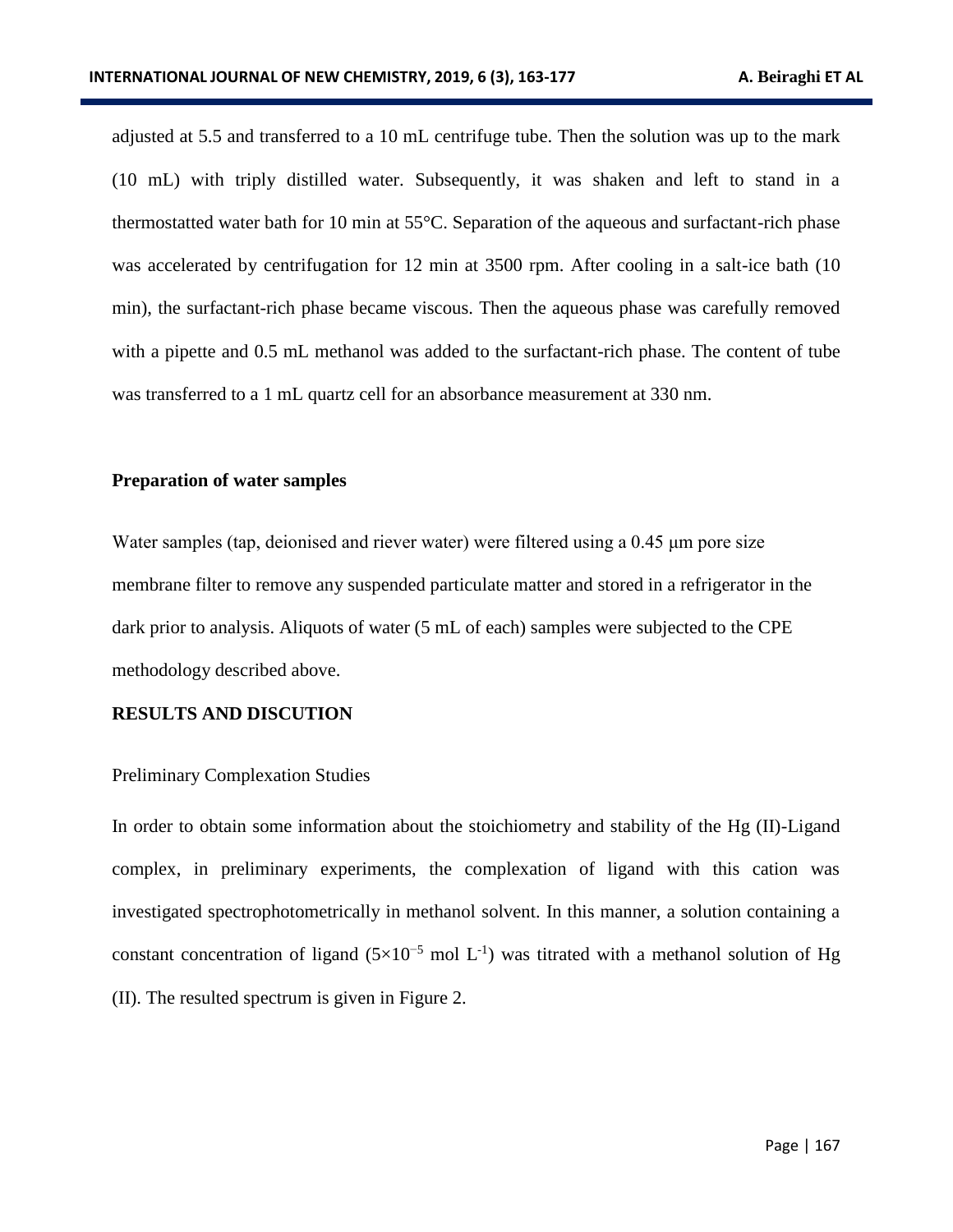adjusted at 5.5 and transferred to a 10 mL centrifuge tube. Then the solution was up to the mark (10 mL) with triply distilled water. Subsequently, it was shaken and left to stand in a thermostatted water bath for 10 min at 55°C. Separation of the aqueous and surfactant-rich phase was accelerated by centrifugation for 12 min at 3500 rpm. After cooling in a salt-ice bath (10 min), the surfactant-rich phase became viscous. Then the aqueous phase was carefully removed with a pipette and 0.5 mL methanol was added to the surfactant-rich phase. The content of tube was transferred to a 1 mL quartz cell for an absorbance measurement at 330 nm.

### Preparation of water samples

Water samples (tap, deionised and riever water) were filtered using a 0.45 μm pore size membrane filter to remove any suspended particulate matter and stored in a refrigerator in the dark prior to analysis. Aliquots of water (5 mL of each) samples were subjected to the CPE methodology described above.

## RESULTS AND DISCUTION

### Preliminary Complexation Studies

In order to obtain some information about the stoichiometry and stability of the Hg (II)-Ligand complex, in preliminary experiments, the complexation of ligand with this cation was investigated spectrophotometrically in methanol solvent. In this manner, a solution containing a constant concentration of ligand ($5\times10^{-5}$ mol $L^{-1}$) was titrated with a methanol solution of Hg (II). The resulted spectrum is given in Figure 2.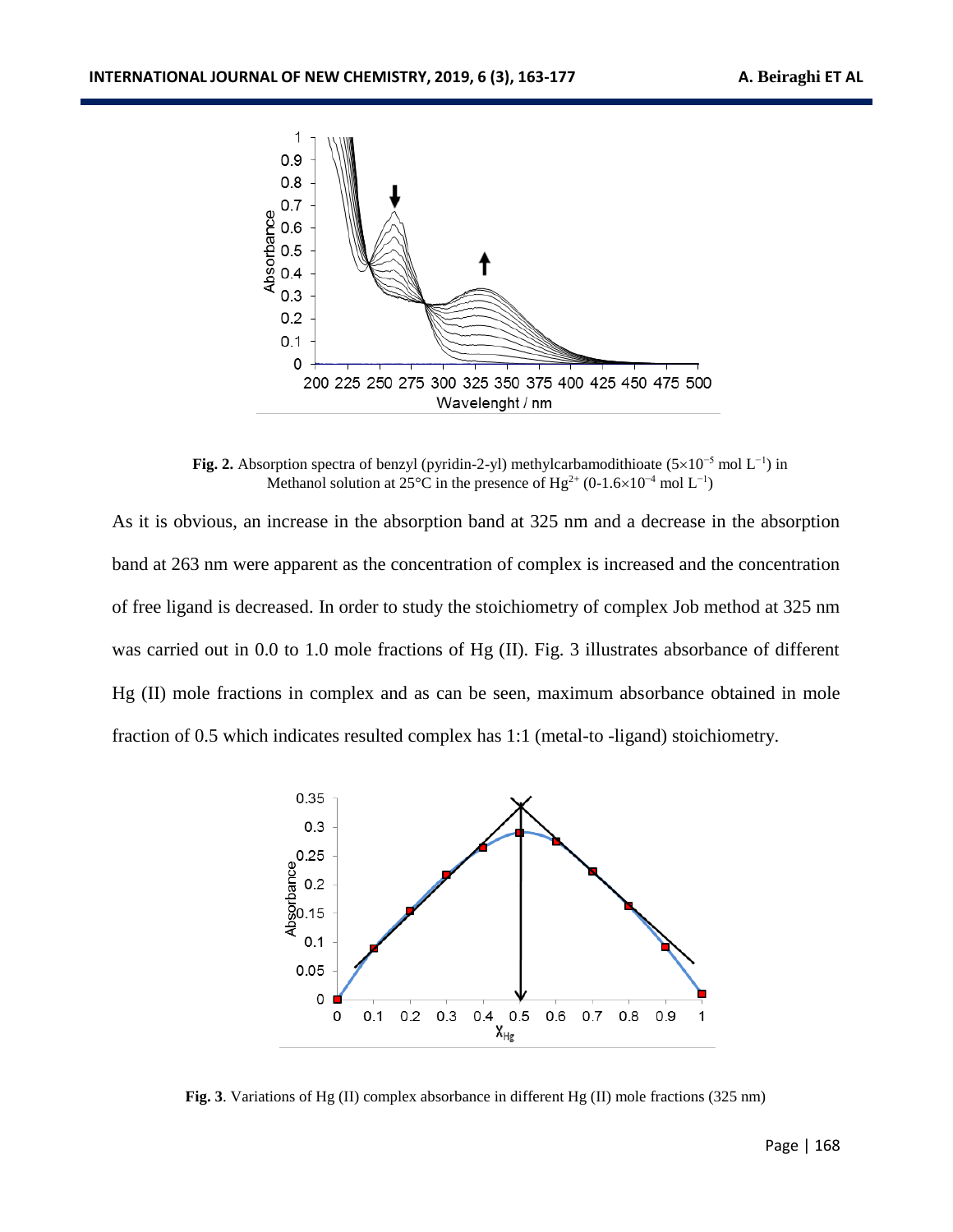**Fig. 2.** Absorption spectra of benzyl (pyridin-2-yl) methylcarbamodithioate ($5\times10^{-5}$ mol $L^{-1}$) in Methanol solution at 25°C in the presence of $Hg^{2+}$ ($0\text{-}1.6\times10^{-4}$ mol $L^{-1}$)

As it is obvious, an increase in the absorption band at 325 nm and a decrease in the absorption band at 263 nm were apparent as the concentration of complex is increased and the concentration of free ligand is decreased. In order to study the stoichiometry of complex Job method at 325 nm was carried out in 0.0 to 1.0 mole fractions of Hg (II). Fig. 3 illustrates absorbance of different Hg (II) mole fractions in complex and as can be seen, maximum absorbance obtained in mole fraction of 0.5 which indicates resulted complex has 1:1 (metal-to -ligand) stoichiometry.

**Fig. 3**. Variations of Hg (II) complex absorbance in different Hg (II) mole fractions (325 nm)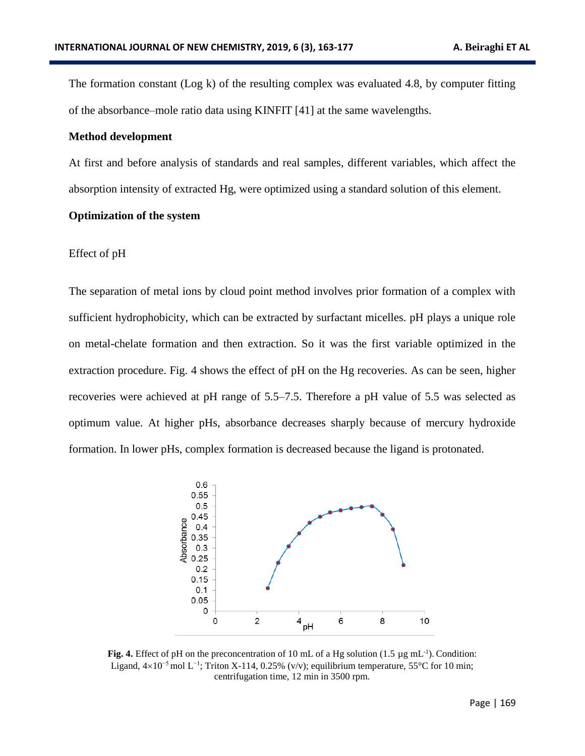The formation constant (Log k) of the resulting complex was evaluated 4.8, by computer fitting of the absorbance–mole ratio data using KINFIT [41] at the same wavelengths.

**Method development**

At first and before analysis of standards and real samples, different variables, which affect the absorption intensity of extracted Hg, were optimized using a standard solution of this element.

**Optimization of the system**

Effect of pH

The separation of metal ions by cloud point method involves prior formation of a complex with sufficient hydrophobicity, which can be extracted by surfactant micelles. pH plays a unique role on metal-chelate formation and then extraction. So it was the first variable optimized in the extraction procedure. Fig. 4 shows the effect of pH on the Hg recoveries. As can be seen, higher recoveries were achieved at pH range of 5.5–7.5. Therefore a pH value of 5.5 was selected as optimum value. At higher pHs, absorbance decreases sharply because of mercury hydroxide formation. In lower pHs, complex formation is decreased because the ligand is protonated.

**Fig. 4.** Effect of pH on the preconcentration of 10 mL of a Hg solution (1.5 µg $mL^{-1}$). Condition: Ligand, $4 \times 10^{-5}$ mol $L^{-1}$; Triton X-114, 0.25% (v/v); equilibrium temperature, 55°C for 10 min; centrifugation time, 12 min in 3500 rpm.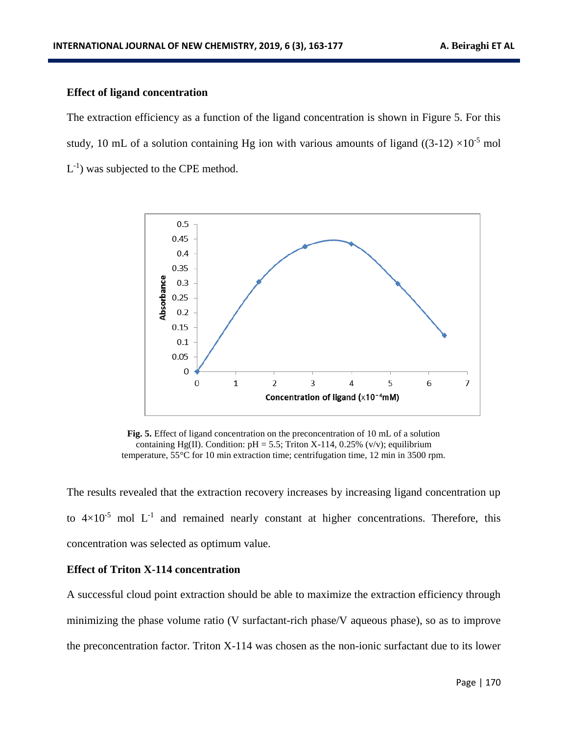### Effect of ligand concentration

The extraction efficiency as a function of the ligand concentration is shown in Figure 5. For this study, 10 mL of a solution containing Hg ion with various amounts of ligand ($(3\text{-}12) \times 10^{-5}$ mol $L^{-1}$) was subjected to the CPE method.

**Fig. 5.** Effect of ligand concentration on the preconcentration of 10 mL of a solution containing Hg(II). Condition: pH = 5.5; Triton X-114, 0.25% (v/v); equilibrium temperature, 55°C for 10 min extraction time; centrifugation time, 12 min in 3500 rpm.

The results revealed that the extraction recovery increases by increasing ligand concentration up to $4\times10^{-5}$ mol $L^{-1}$ and remained nearly constant at higher concentrations. Therefore, this concentration was selected as optimum value.

### Effect of Triton X-114 concentration

A successful cloud point extraction should be able to maximize the extraction efficiency through minimizing the phase volume ratio (V surfactant-rich phase/V aqueous phase), so as to improve the preconcentration factor. Triton X-114 was chosen as the non-ionic surfactant due to its lower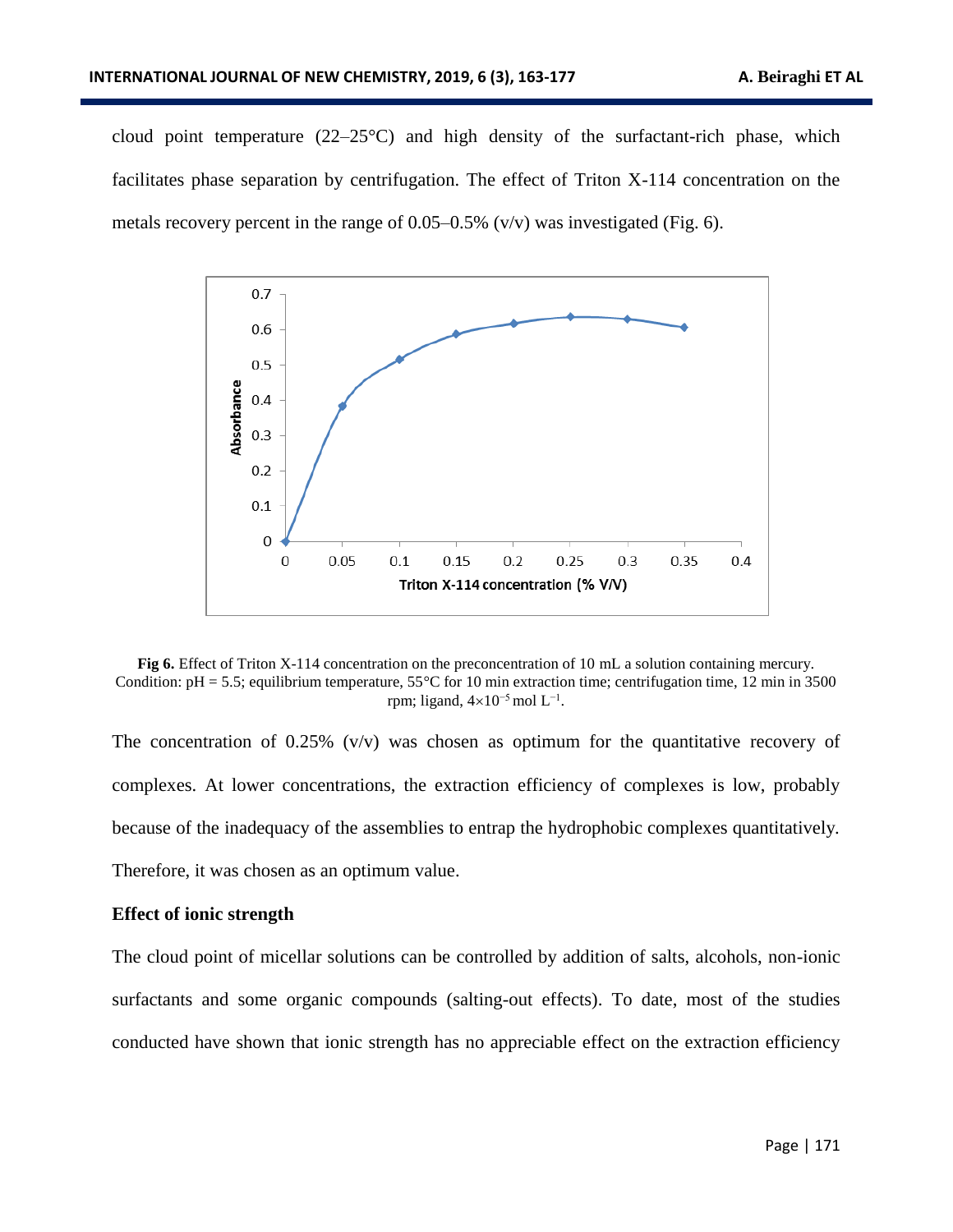cloud point temperature (22–25°C) and high density of the surfactant-rich phase, which facilitates phase separation by centrifugation. The effect of Triton X-114 concentration on the metals recovery percent in the range of 0.05–0.5% (v/v) was investigated (Fig. 6).

**Fig 6.** Effect of Triton X-114 concentration on the preconcentration of 10 mL a solution containing mercury. Condition: pH = 5.5; equilibrium temperature, 55°C for 10 min extraction time; centrifugation time, 12 min in 3500 rpm; ligand, $4\times10^{-5}$ mol $L^{-1}$.

The concentration of 0.25% (v/v) was chosen as optimum for the quantitative recovery of complexes. At lower concentrations, the extraction efficiency of complexes is low, probably because of the inadequacy of the assemblies to entrap the hydrophobic complexes quantitatively. Therefore, it was chosen as an optimum value.

### Effect of ionic strength

The cloud point of micellar solutions can be controlled by addition of salts, alcohols, non-ionic surfactants and some organic compounds (salting-out effects). To date, most of the studies conducted have shown that ionic strength has no appreciable effect on the extraction efficiency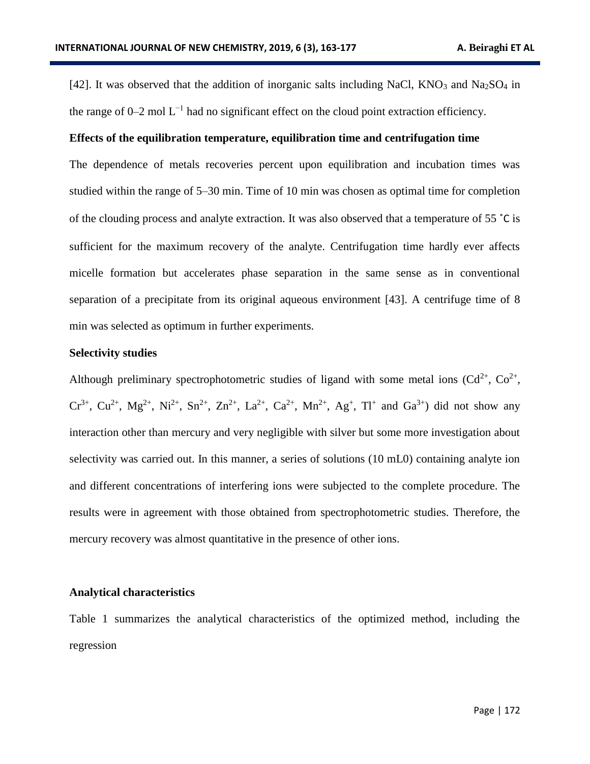[42]. It was observed that the addition of inorganic salts including NaCl, $KNO_3$ and $Na_2SO_4$ in the range of 0–2 mol $L^{-1}$ had no significant effect on the cloud point extraction efficiency.

**Effects of the equilibration temperature, equilibration time and centrifugation time**

The dependence of metals recoveries percent upon equilibration and incubation times was studied within the range of 5–30 min. Time of 10 min was chosen as optimal time for completion of the clouding process and analyte extraction. It was also observed that a temperature of 55 ˚C is sufficient for the maximum recovery of the analyte. Centrifugation time hardly ever affects micelle formation but accelerates phase separation in the same sense as in conventional separation of a precipitate from its original aqueous environment [43]. A centrifuge time of 8 min was selected as optimum in further experiments.

**Selectivity studies**

Although preliminary spectrophotometric studies of ligand with some metal ions ($Cd^{2+}$, $Co^{2+}$, $Cr^{3+}$, $Cu^{2+}$, $Mg^{2+}$, $Ni^{2+}$, $Sn^{2+}$, $Zn^{2+}$, $La^{2+}$, $Ca^{2+}$, $Mn^{2+}$, $Ag^{+}$, $Tl^{+}$ and $Ga^{3+}$) did not show any interaction other than mercury and very negligible with silver but some more investigation about selectivity was carried out. In this manner, a series of solutions (10 mL0) containing analyte ion and different concentrations of interfering ions were subjected to the complete procedure. The results were in agreement with those obtained from spectrophotometric studies. Therefore, the mercury recovery was almost quantitative in the presence of other ions.

**Analytical characteristics**

Table 1 summarizes the analytical characteristics of the optimized method, including the regression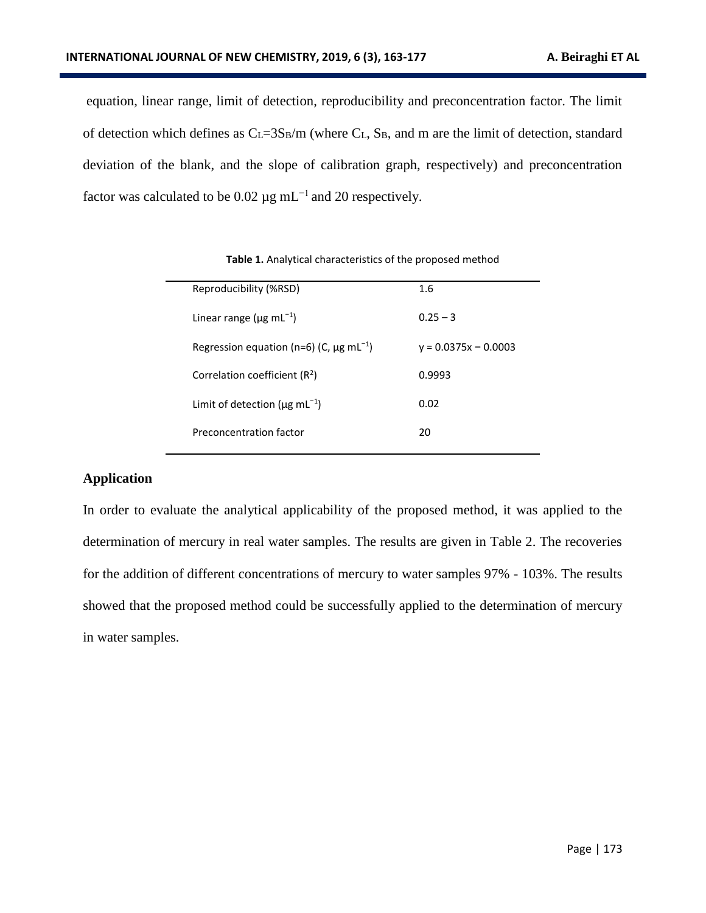equation, linear range, limit of detection, reproducibility and preconcentration factor. The limit of detection which defines as $C_L=3S_B/m$ (where $C_L$, $S_B$, and m are the limit of detection, standard deviation of the blank, and the slope of calibration graph, respectively) and preconcentration factor was calculated to be 0.02 µg $mL^{-1}$ and 20 respectively.

**Table 1.** Analytical characteristics of the proposed method

| | |
|---|---|
| Reproducibility (%RSD) | 1.6 |
| Linear range (µg $mL^{-1}$) | 0.25 – 3 |
| Regression equation (n=6) (C, µg $mL^{-1}$) | $y = 0.0375x - 0.0003$ |
| Correlation coefficient ($R^2$) | 0.9993 |
| Limit of detection (µg $mL^{-1}$) | 0.02 |
| Preconcentration factor | 20 |

## Application

In order to evaluate the analytical applicability of the proposed method, it was applied to the determination of mercury in real water samples. The results are given in Table 2. The recoveries for the addition of different concentrations of mercury to water samples 97% - 103%. The results showed that the proposed method could be successfully applied to the determination of mercury in water samples.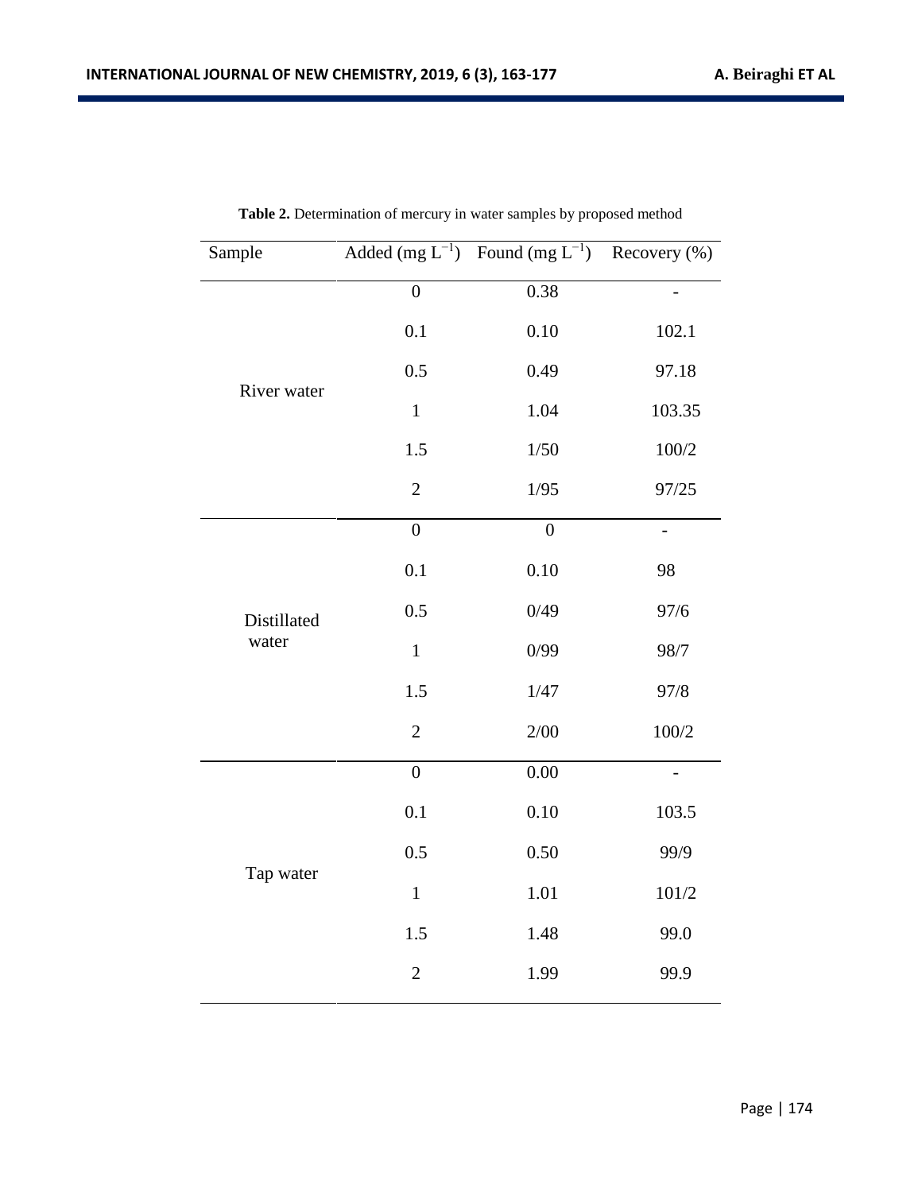**Table 2.** Determination of mercury in water samples by proposed method

| Sample | Added (mg $L^{-1}$) | Found (mg $L^{-1}$) | Recovery (%) |
|---|---|---|---|
| River water | 0 | 0.38 | - |
| | 0.1 | 0.10 | 102.1 |
| | 0.5 | 0.49 | 97.18 |
| | 1 | 1.04 | 103.35 |
| | 1.5 | 1/50 | 100/2 |
| | 2 | 1/95 | 97/25 |
| Distillated water | 0 | 0 | - |
| | 0.1 | 0.10 | 98 |
| | 0.5 | 0/49 | 97/6 |
| | 1 | 0/99 | 98/7 |
| | 1.5 | 1/47 | 97/8 |
| | 2 | 2/00 | 100/2 |
| Tap water | 0 | 0.00 | - |
| | 0.1 | 0.10 | 103.5 |
| | 0.5 | 0.50 | 99/9 |
| | 1 | 1.01 | 101/2 |
| | 1.5 | 1.48 | 99.0 |
| | 2 | 1.99 | 99.9 |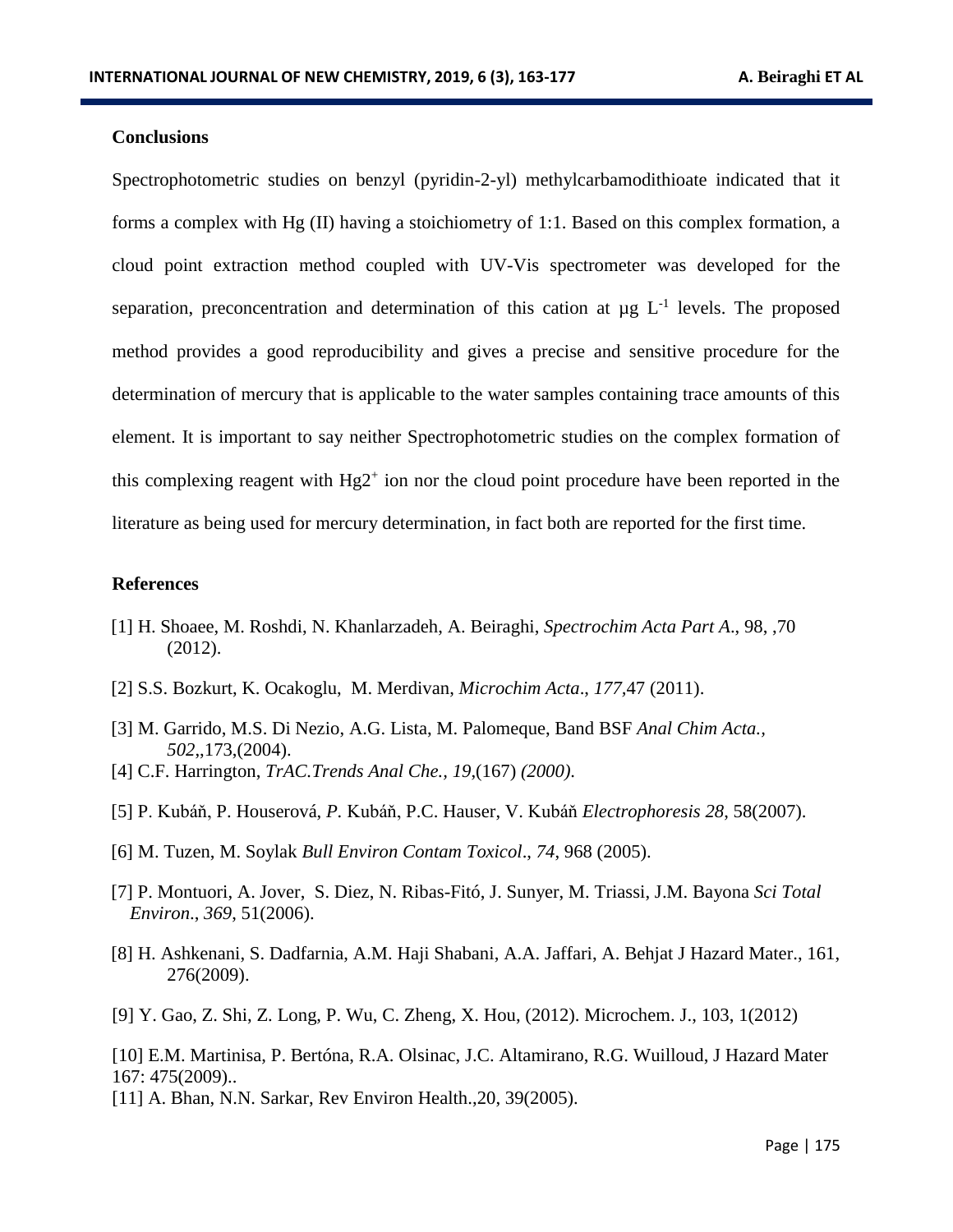## Conclusions

Spectrophotometric studies on benzyl (pyridin-2-yl) methylcarbamodithioate indicated that it forms a complex with Hg (II) having a stoichiometry of 1:1. Based on this complex formation, a cloud point extraction method coupled with UV-Vis spectrometer was developed for the separation, preconcentration and determination of this cation at µg $L^{-1}$ levels. The proposed method provides a good reproducibility and gives a precise and sensitive procedure for the determination of mercury that is applicable to the water samples containing trace amounts of this element. It is important to say neither Spectrophotometric studies on the complex formation of this complexing reagent with $Hg2^{+}$ ion nor the cloud point procedure have been reported in the literature as being used for mercury determination, in fact both are reported for the first time.

## References

[1] H. Shoaee, M. Roshdi, N. Khanlarzadeh, A. Beiraghi, *Spectrochim Acta Part A*., 98, ,70 (2012).

[2] S.S. Bozkurt, K. Ocakoglu, M. Merdivan, *Microchim Acta*., *177*,47 (2011).

[3] M. Garrido, M.S. Di Nezio, A.G. Lista, M. Palomeque, Band BSF *Anal Chim Acta.*, *502*,,173,(2004).

[4] C.F. Harrington, *TrAC.Trends Anal Che., 19*,(167) *(2000).*

[5] P. Kubáň, P. Houserová, *P.* Kubáň, P.C. Hauser, V. Kubáň *Electrophoresis 28*, 58(2007).

[6] M. Tuzen, M. Soylak *Bull Environ Contam Toxicol*., *74*, 968 (2005).

[7] P. Montuori, A. Jover, S. Diez, N. Ribas-Fitó, J. Sunyer, M. Triassi, J.M. Bayona *Sci Total Environ*., *369*, 51(2006).

[8] H. Ashkenani, S. Dadfarnia, A.M. Haji Shabani, A.A. Jaffari, A. Behjat J Hazard Mater., 161, 276(2009).

[9] Y. Gao, Z. Shi, Z. Long, P. Wu, C. Zheng, X. Hou, (2012). Microchem. J., 103, 1(2012)

[10] E.M. Martinisa, P. Bertóna, R.A. Olsinac, J.C. Altamirano, R.G. Wuilloud, J Hazard Mater 167: 475(2009)..

[11] A. Bhan, N.N. Sarkar, Rev Environ Health.,20, 39(2005).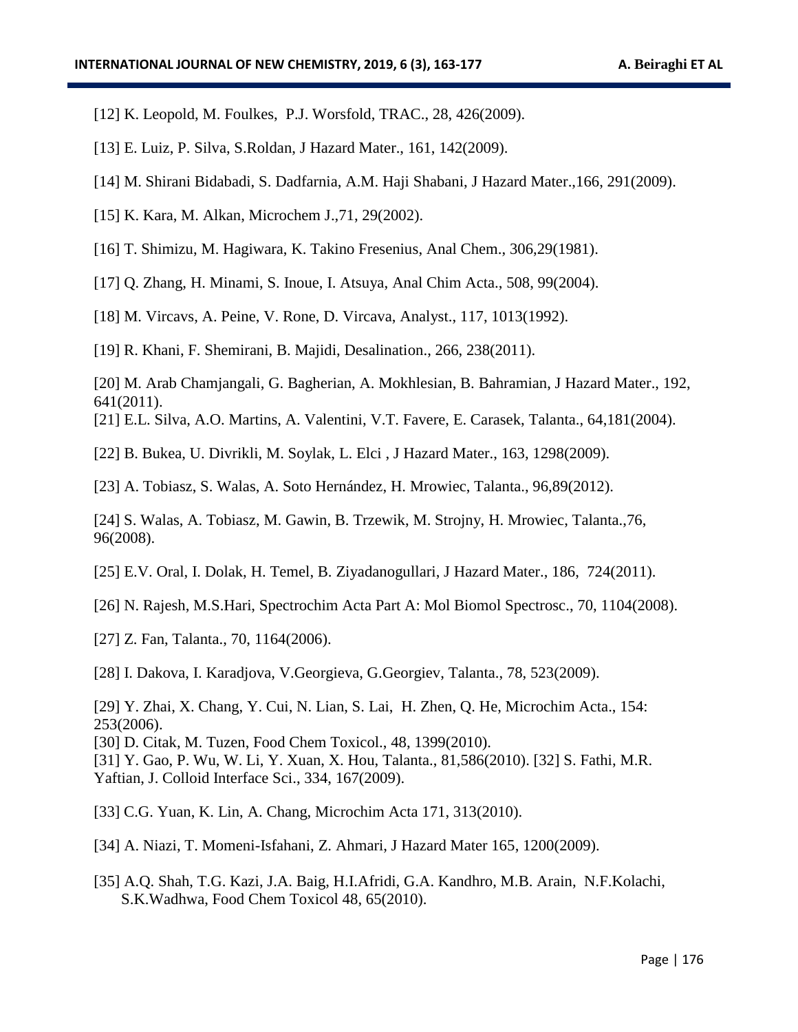[12] K. Leopold, M. Foulkes, P.J. Worsfold, TRAC., 28, 426(2009).

[13] E. Luiz, P. Silva, S.Roldan, J Hazard Mater., 161, 142(2009).

[14] M. Shirani Bidabadi, S. Dadfarnia, A.M. Haji Shabani, J Hazard Mater.,166, 291(2009).

[15] K. Kara, M. Alkan, Microchem J.,71, 29(2002).

[16] T. Shimizu, M. Hagiwara, K. Takino Fresenius, Anal Chem., 306,29(1981).

[17] Q. Zhang, H. Minami, S. Inoue, I. Atsuya, Anal Chim Acta., 508, 99(2004).

[18] M. Vircavs, A. Peine, V. Rone, D. Vircava, Analyst., 117, 1013(1992).

[19] R. Khani, F. Shemirani, B. Majidi, Desalination., 266, 238(2011).

[20] M. Arab Chamjangali, G. Bagherian, A. Mokhlesian, B. Bahramian, J Hazard Mater., 192, 641(2011).

[21] E.L. Silva, A.O. Martins, A. Valentini, V.T. Favere, E. Carasek, Talanta., 64,181(2004).

[22] B. Bukea, U. Divrikli, M. Soylak, L. Elci , J Hazard Mater., 163, 1298(2009).

[23] A. Tobiasz, S. Walas, A. Soto Hernández, H. Mrowiec, Talanta., 96,89(2012).

[24] S. Walas, A. Tobiasz, M. Gawin, B. Trzewik, M. Strojny, H. Mrowiec, Talanta.,76, 96(2008).

[25] E.V. Oral, I. Dolak, H. Temel, B. Ziyadanogullari, J Hazard Mater., 186, 724(2011).

[26] N. Rajesh, M.S.Hari, Spectrochim Acta Part A: Mol Biomol Spectrosc., 70, 1104(2008).

[27] Z. Fan, Talanta., 70, 1164(2006).

[28] I. Dakova, I. Karadjova, V.Georgieva, G.Georgiev, Talanta., 78, 523(2009).

[29] Y. Zhai, X. Chang, Y. Cui, N. Lian, S. Lai, H. Zhen, Q. He, Microchim Acta., 154: 253(2006).

[30] D. Citak, M. Tuzen, Food Chem Toxicol., 48, 1399(2010).

[31] Y. Gao, P. Wu, W. Li, Y. Xuan, X. Hou, Talanta., 81,586(2010). [32] S. Fathi, M.R. Yaftian, J. Colloid Interface Sci., 334, 167(2009).

[33] C.G. Yuan, K. Lin, A. Chang, Microchim Acta 171, 313(2010).

[34] A. Niazi, T. Momeni-Isfahani, Z. Ahmari, J Hazard Mater 165, 1200(2009).

[35] A.Q. Shah, T.G. Kazi, J.A. Baig, H.I.Afridi, G.A. Kandhro, M.B. Arain, N.F.Kolachi, S.K.Wadhwa, Food Chem Toxicol 48, 65(2010).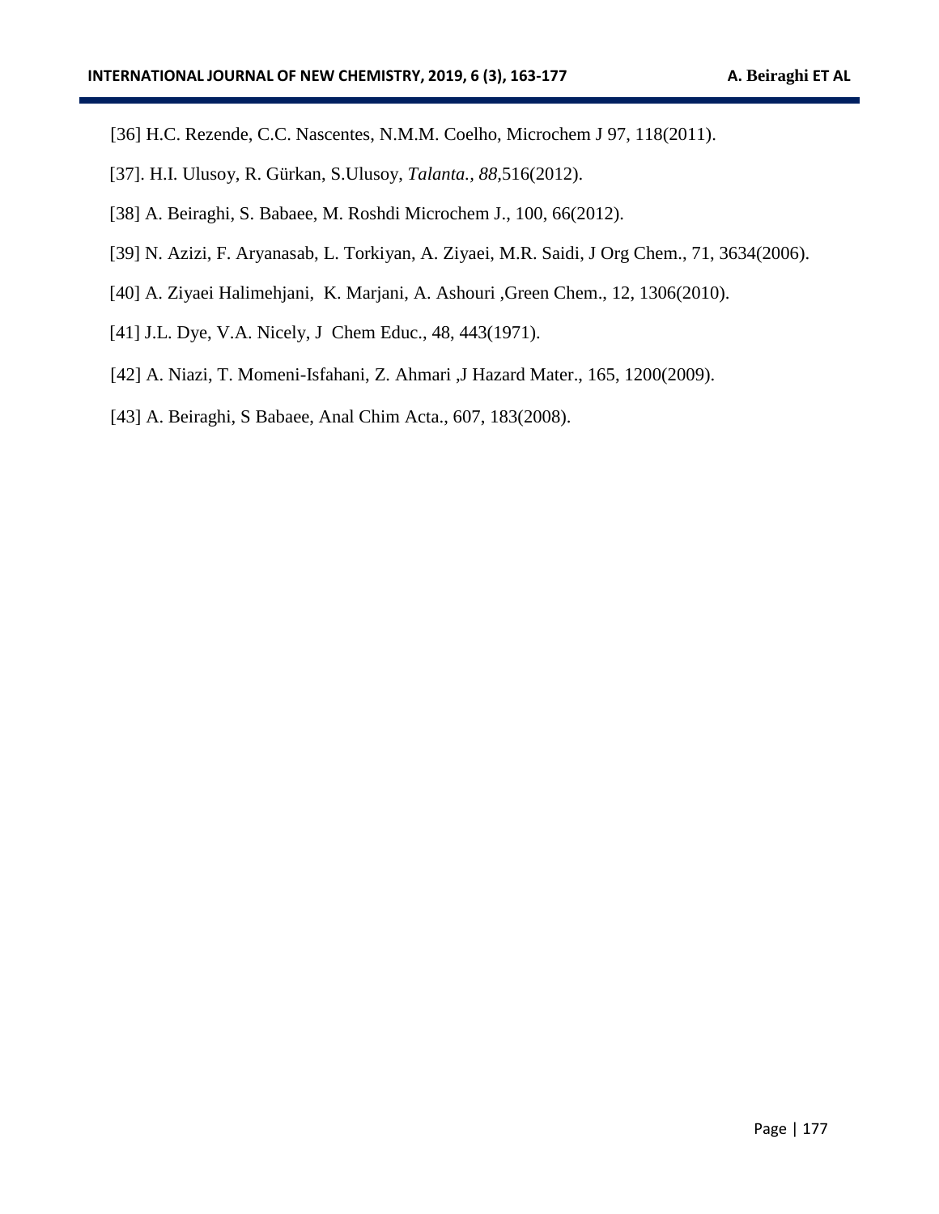[36] H.C. Rezende, C.C. Nascentes, N.M.M. Coelho, Microchem J 97, 118(2011).

[37]. H.I. Ulusoy, R. Gürkan, S.Ulusoy, *Talanta., 88*,516(2012).

[38] A. Beiraghi, S. Babaee, M. Roshdi Microchem J., 100, 66(2012).

[39] N. Azizi, F. Aryanasab, L. Torkiyan, A. Ziyaei, M.R. Saidi, J Org Chem., 71, 3634(2006).

[40] A. Ziyaei Halimehjani, K. Marjani, A. Ashouri ,Green Chem., 12, 1306(2010).

[41] J.L. Dye, V.A. Nicely, J Chem Educ., 48, 443(1971).

[42] A. Niazi, T. Momeni-Isfahani, Z. Ahmari ,J Hazard Mater., 165, 1200(2009).

[43] A. Beiraghi, S Babaee, Anal Chim Acta., 607, 183(2008).